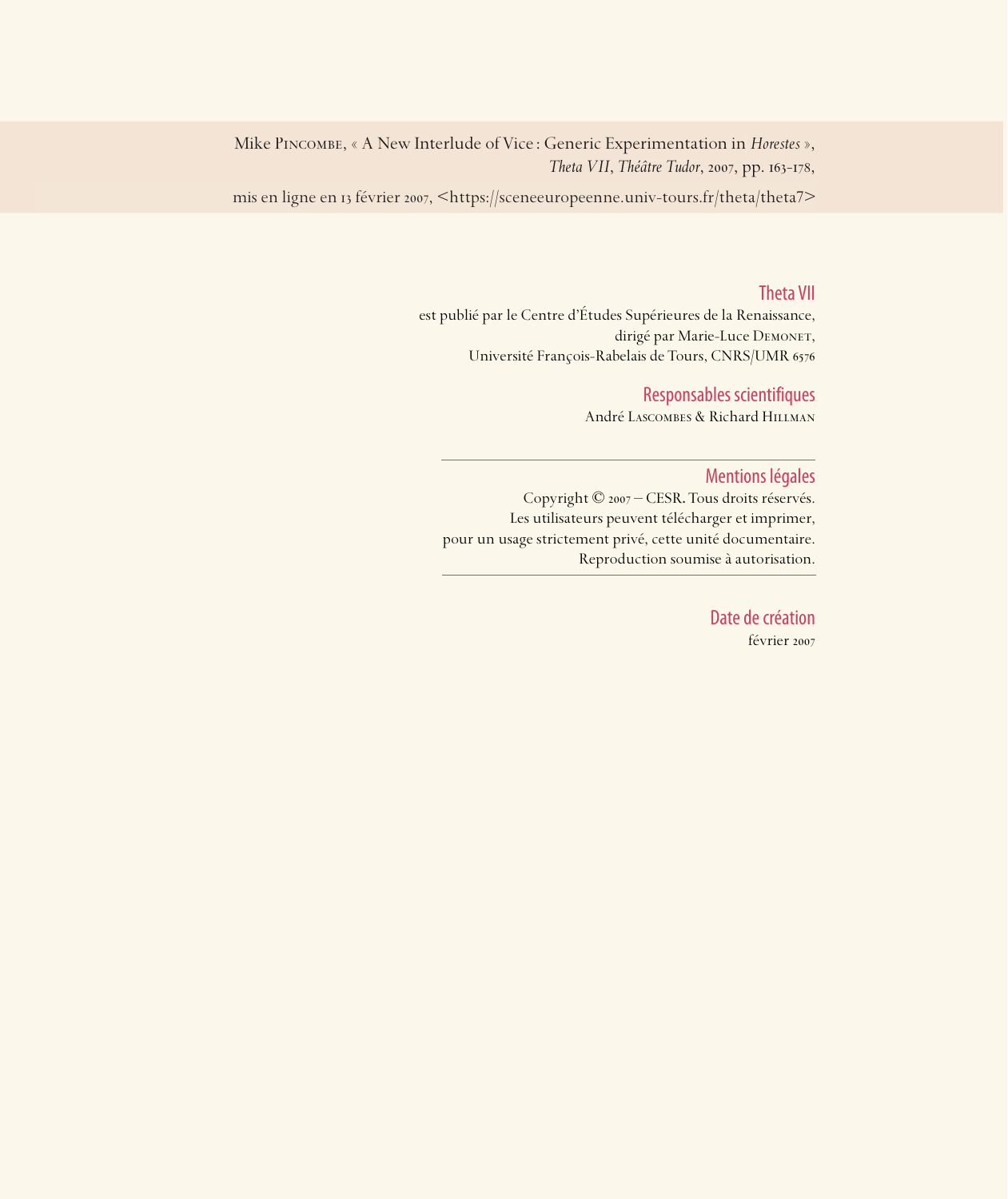Mike Pincombe, « A New Interlude of Vice : Generic Experimentation in *Horestes* », *Theta VII*, *Théâtre Tudor*, 2007, pp. 163-178,

mis en ligne en 13 février 2007, <https://sceneeuropeenne.univ-tours.fr/theta/theta7>

## Theta VII

est publié par le Centre d'Études Supérieures de la Renaissance,
dirigé par Marie-Luce Demonet,
Université François-Rabelais de Tours, CNRS/UMR 6576

## Responsables scientifiques

André Lascombes & Richard Hillman

---

## Mentions légales

Copyright © 2007 – CESR. Tous droits réservés.
Les utilisateurs peuvent télécharger et imprimer,
pour un usage strictement privé, cette unité documentaire.
Reproduction soumise à autorisation.

---

## Date de création

février 2007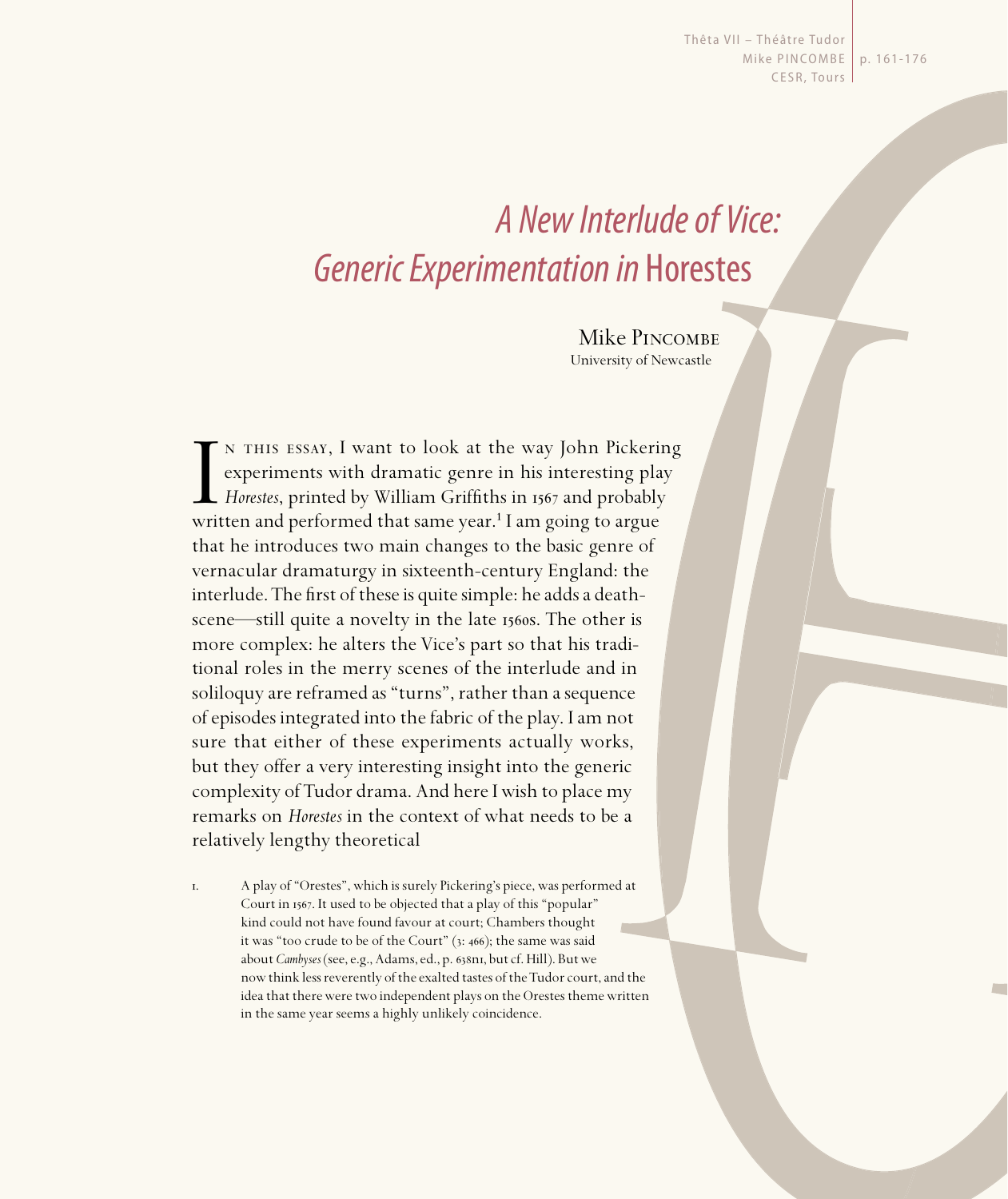# *A New Interlude of Vice: Generic Experimentation in* Horestes

Mike Pincombe
University of Newcastle

In this essay, I want to look at the way John Pickering experiments with dramatic genre in his interesting play *Horestes*, printed by William Griffiths in 1567 and probably written and performed that same year.[1] I am going to argue that he introduces two main changes to the basic genre of vernacular dramaturgy in sixteenth-century England: the interlude. The first of these is quite simple: he adds a death-scene—still quite a novelty in the late 1560s. The other is more complex: he alters the Vice's part so that his traditional roles in the merry scenes of the interlude and in soliloquy are reframed as "turns", rather than a sequence of episodes integrated into the fabric of the play. I am not sure that either of these experiments actually works, but they offer a very interesting insight into the generic complexity of Tudor drama. And here I wish to place my remarks on *Horestes* in the context of what needs to be a relatively lengthy theoretical

1. A play of "Orestes", which is surely Pickering's piece, was performed at Court in 1567. It used to be objected that a play of this "popular" kind could not have found favour at court; Chambers thought it was "too crude to be of the Court" (3: 466); the same was said about *Cambyses* (see, e.g., Adams, ed., p. 638n1, but cf. Hill). But we now think less reverently of the exalted tastes of the Tudor court, and the idea that there were two independent plays on the Orestes theme written in the same year seems a highly unlikely coincidence.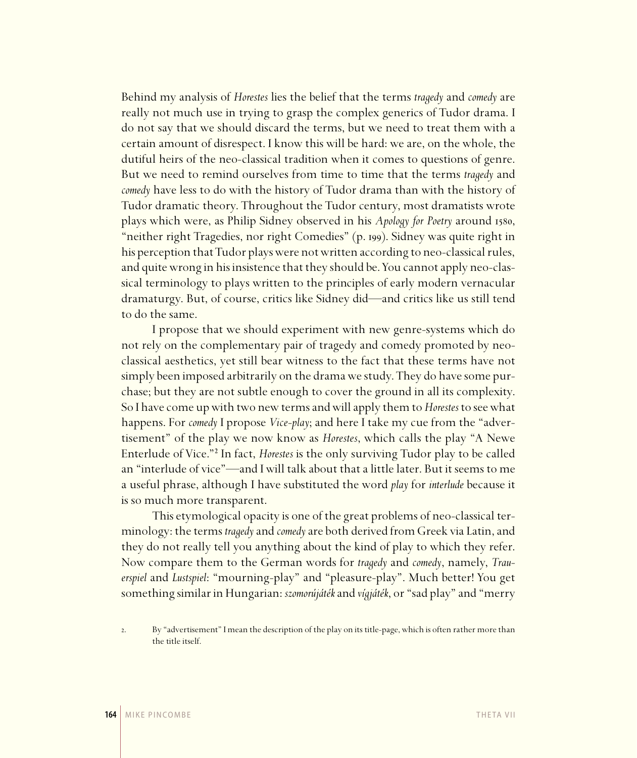Behind my analysis of *Horestes* lies the belief that the terms *tragedy* and *comedy* are really not much use in trying to grasp the complex generics of Tudor drama. I do not say that we should discard the terms, but we need to treat them with a certain amount of disrespect. I know this will be hard: we are, on the whole, the dutiful heirs of the neo-classical tradition when it comes to questions of genre. But we need to remind ourselves from time to time that the terms *tragedy* and *comedy* have less to do with the history of Tudor drama than with the history of Tudor dramatic theory. Throughout the Tudor century, most dramatists wrote plays which were, as Philip Sidney observed in his *Apology for Poetry* around 1580, "neither right Tragedies, nor right Comedies" (p. 199). Sidney was quite right in his perception that Tudor plays were not written according to neo-classical rules, and quite wrong in his insistence that they should be. You cannot apply neo-classical terminology to plays written to the principles of early modern vernacular dramaturgy. But, of course, critics like Sidney did—and critics like us still tend to do the same.

I propose that we should experiment with new genre-systems which do not rely on the complementary pair of tragedy and comedy promoted by neo-classical aesthetics, yet still bear witness to the fact that these terms have not simply been imposed arbitrarily on the drama we study. They do have some purchase; but they are not subtle enough to cover the ground in all its complexity. So I have come up with two new terms and will apply them to *Horestes* to see what happens. For *comedy* I propose *Vice-play*; and here I take my cue from the "advertisement" of the play we now know as *Horestes*, which calls the play "A Newe Enterlude of Vice."[2] In fact, *Horestes* is the only surviving Tudor play to be called an "interlude of vice"—and I will talk about that a little later. But it seems to me a useful phrase, although I have substituted the word *play* for *interlude* because it is so much more transparent.

This etymological opacity is one of the great problems of neo-classical terminology: the terms *tragedy* and *comedy* are both derived from Greek via Latin, and they do not really tell you anything about the kind of play to which they refer. Now compare them to the German words for *tragedy* and *comedy*, namely, *Trauerspiel* and *Lustspiel*: "mourning-play" and "pleasure-play". Much better! You get something similar in Hungarian: *szomorújáték* and *vígjáték*, or "sad play" and "merry

2. By "advertisement" I mean the description of the play on its title-page, which is often rather more than the title itself.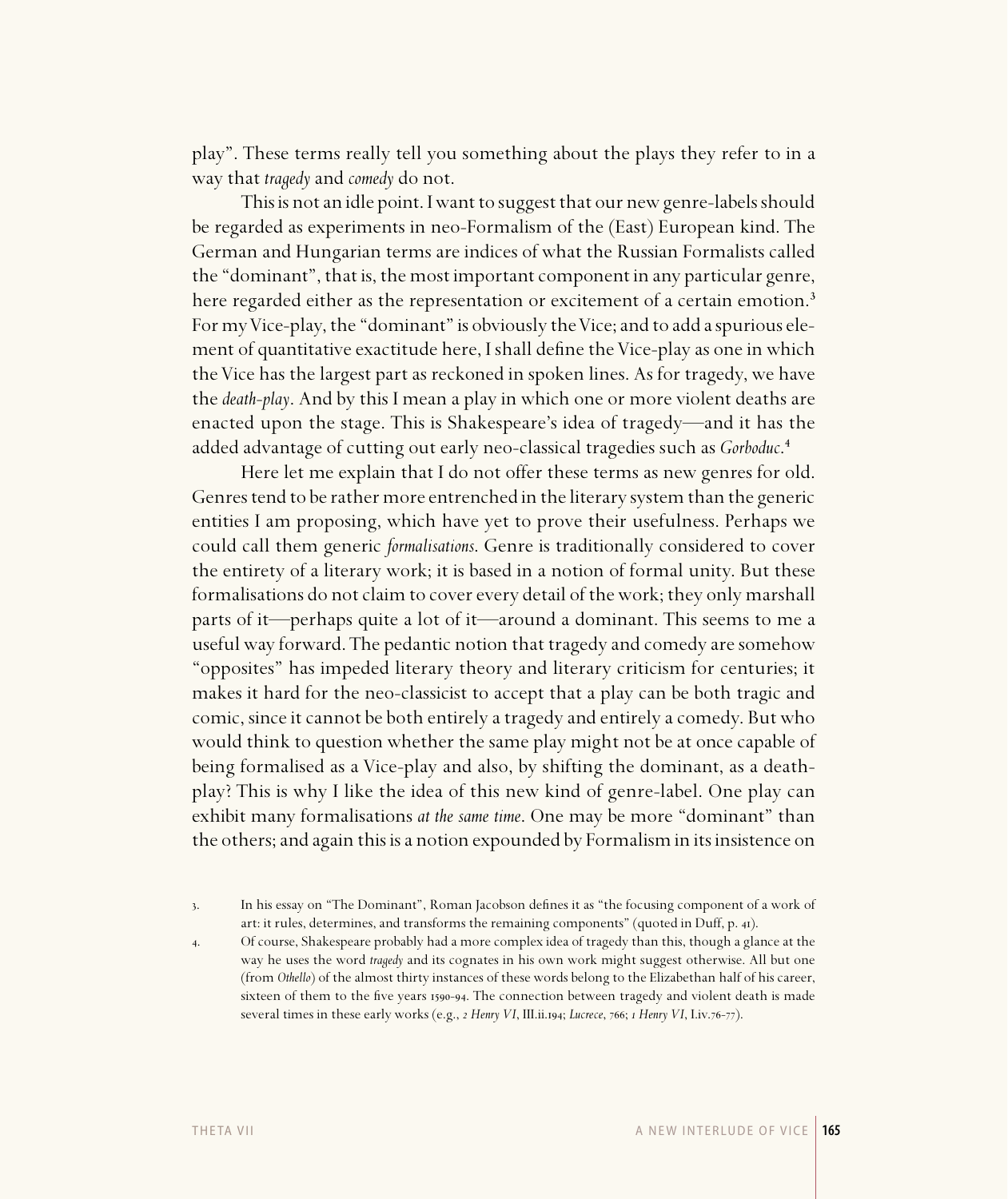play". These terms really tell you something about the plays they refer to in a way that *tragedy* and *comedy* do not.

This is not an idle point. I want to suggest that our new genre-labels should be regarded as experiments in neo-Formalism of the (East) European kind. The German and Hungarian terms are indices of what the Russian Formalists called the "dominant", that is, the most important component in any particular genre, here regarded either as the representation or excitement of a certain emotion.[3] For my Vice-play, the "dominant" is obviously the Vice; and to add a spurious element of quantitative exactitude here, I shall define the Vice-play as one in which the Vice has the largest part as reckoned in spoken lines. As for tragedy, we have the *death-play*. And by this I mean a play in which one or more violent deaths are enacted upon the stage. This is Shakespeare's idea of tragedy—and it has the added advantage of cutting out early neo-classical tragedies such as *Gorboduc*.[4]

Here let me explain that I do not offer these terms as new genres for old. Genres tend to be rather more entrenched in the literary system than the generic entities I am proposing, which have yet to prove their usefulness. Perhaps we could call them generic *formalisations*. Genre is traditionally considered to cover the entirety of a literary work; it is based in a notion of formal unity. But these formalisations do not claim to cover every detail of the work; they only marshall parts of it—perhaps quite a lot of it—around a dominant. This seems to me a useful way forward. The pedantic notion that tragedy and comedy are somehow "opposites" has impeded literary theory and literary criticism for centuries; it makes it hard for the neo-classicist to accept that a play can be both tragic and comic, since it cannot be both entirely a tragedy and entirely a comedy. But who would think to question whether the same play might not be at once capable of being formalised as a Vice-play and also, by shifting the dominant, as a death-play? This is why I like the idea of this new kind of genre-label. One play can exhibit many formalisations *at the same time*. One may be more "dominant" than the others; and again this is a notion expounded by Formalism in its insistence on

3. In his essay on "The Dominant", Roman Jacobson defines it as "the focusing component of a work of art: it rules, determines, and transforms the remaining components" (quoted in Duff, p. 41).

4. Of course, Shakespeare probably had a more complex idea of tragedy than this, though a glance at the way he uses the word *tragedy* and its cognates in his own work might suggest otherwise. All but one (from *Othello*) of the almost thirty instances of these words belong to the Elizabethan half of his career, sixteen of them to the five years 1590-94. The connection between tragedy and violent death is made several times in these early works (e.g., *2 Henry VI*, III.ii.194; *Lucrece*, 766; *1 Henry VI*, I.iv.76-77).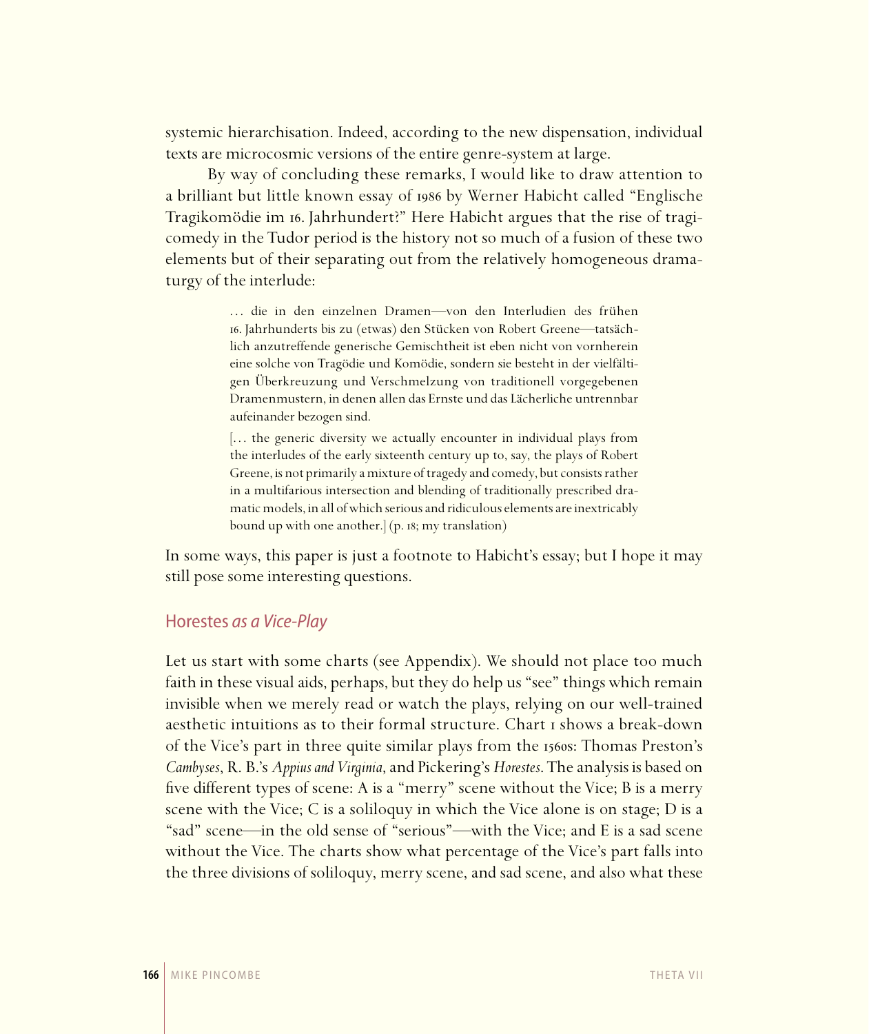systemic hierarchisation. Indeed, according to the new dispensation, individual texts are microcosmic versions of the entire genre-system at large.

By way of concluding these remarks, I would like to draw attention to a brilliant but little known essay of 1986 by Werner Habicht called "Englische Tragikomödie im 16. Jahrhundert?" Here Habicht argues that the rise of tragicomedy in the Tudor period is the history not so much of a fusion of these two elements but of their separating out from the relatively homogeneous dramaturgy of the interlude:

> … die in den einzelnen Dramen—von den Interludien des frühen 16. Jahrhunderts bis zu (etwas) den Stücken von Robert Greene—tatsächlich anzutreffende generische Gemischtheit ist eben nicht von vornherein eine solche von Tragödie und Komödie, sondern sie besteht in der vielfältigen Überkreuzung und Verschmelzung von traditionell vorgegebenen Dramenmustern, in denen allen das Ernste und das Lächerliche untrennbar aufeinander bezogen sind.
>
> [… the generic diversity we actually encounter in individual plays from the interludes of the early sixteenth century up to, say, the plays of Robert Greene, is not primarily a mixture of tragedy and comedy, but consists rather in a multifarious intersection and blending of traditionally prescribed dramatic models, in all of which serious and ridiculous elements are inextricably bound up with one another.] (p. 18; my translation)

In some ways, this paper is just a footnote to Habicht's essay; but I hope it may still pose some interesting questions.

## *Horestes* as a Vice-Play

Let us start with some charts (see Appendix). We should not place too much faith in these visual aids, perhaps, but they do help us "see" things which remain invisible when we merely read or watch the plays, relying on our well-trained aesthetic intuitions as to their formal structure. Chart 1 shows a break-down of the Vice's part in three quite similar plays from the 1560s: Thomas Preston's *Cambyses*, R. B.'s *Appius and Virginia*, and Pickering's *Horestes*. The analysis is based on five different types of scene: A is a "merry" scene without the Vice; B is a merry scene with the Vice; C is a soliloquy in which the Vice alone is on stage; D is a "sad" scene—in the old sense of "serious"—with the Vice; and E is a sad scene without the Vice. The charts show what percentage of the Vice's part falls into the three divisions of soliloquy, merry scene, and sad scene, and also what these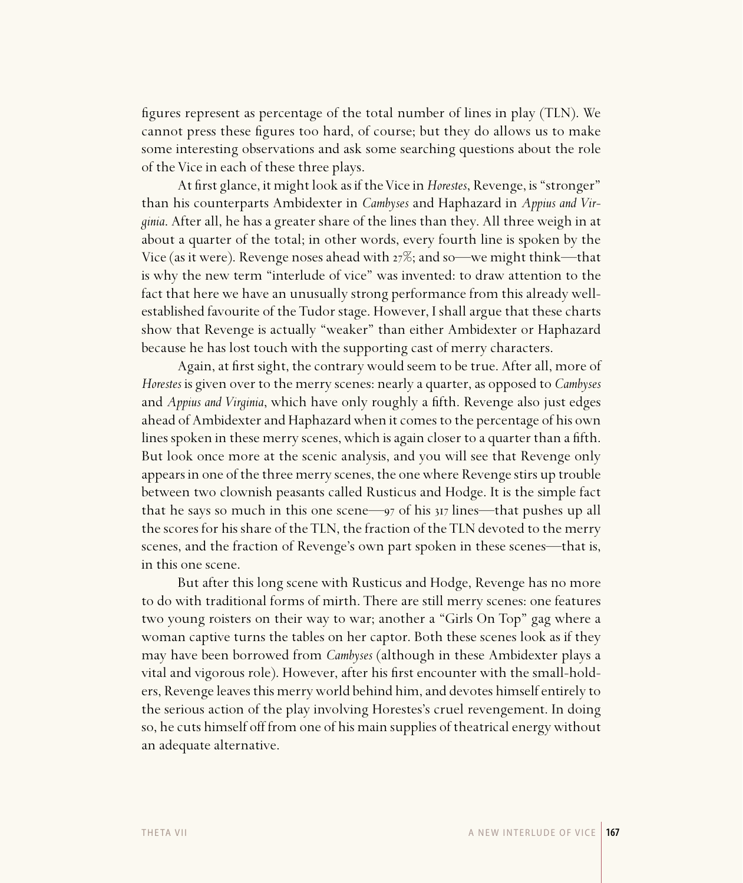figures represent as percentage of the total number of lines in play (TLN). We cannot press these figures too hard, of course; but they do allows us to make some interesting observations and ask some searching questions about the role of the Vice in each of these three plays.

At first glance, it might look as if the Vice in *Horestes*, Revenge, is "stronger" than his counterparts Ambidexter in *Cambyses* and Haphazard in *Appius and Virginia*. After all, he has a greater share of the lines than they. All three weigh in at about a quarter of the total; in other words, every fourth line is spoken by the Vice (as it were). Revenge noses ahead with 27%; and so—we might think—that is why the new term "interlude of vice" was invented: to draw attention to the fact that here we have an unusually strong performance from this already well-established favourite of the Tudor stage. However, I shall argue that these charts show that Revenge is actually "weaker" than either Ambidexter or Haphazard because he has lost touch with the supporting cast of merry characters.

Again, at first sight, the contrary would seem to be true. After all, more of *Horestes* is given over to the merry scenes: nearly a quarter, as opposed to *Cambyses* and *Appius and Virginia*, which have only roughly a fifth. Revenge also just edges ahead of Ambidexter and Haphazard when it comes to the percentage of his own lines spoken in these merry scenes, which is again closer to a quarter than a fifth. But look once more at the scenic analysis, and you will see that Revenge only appears in one of the three merry scenes, the one where Revenge stirs up trouble between two clownish peasants called Rusticus and Hodge. It is the simple fact that he says so much in this one scene—97 of his 317 lines—that pushes up all the scores for his share of the TLN, the fraction of the TLN devoted to the merry scenes, and the fraction of Revenge's own part spoken in these scenes—that is, in this one scene.

But after this long scene with Rusticus and Hodge, Revenge has no more to do with traditional forms of mirth. There are still merry scenes: one features two young roisters on their way to war; another a "Girls On Top" gag where a woman captive turns the tables on her captor. Both these scenes look as if they may have been borrowed from *Cambyses* (although in these Ambidexter plays a vital and vigorous role). However, after his first encounter with the small-holders, Revenge leaves this merry world behind him, and devotes himself entirely to the serious action of the play involving Horestes's cruel revengement. In doing so, he cuts himself off from one of his main supplies of theatrical energy without an adequate alternative.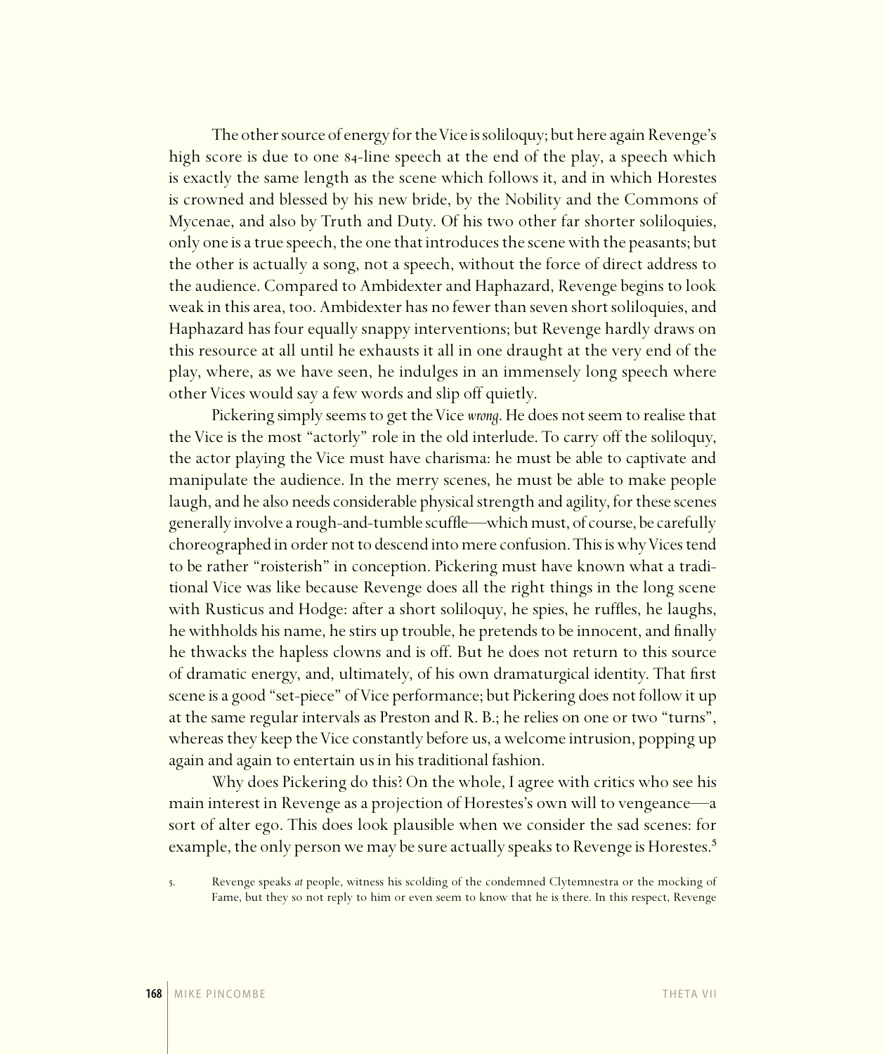The other source of energy for the Vice is soliloquy; but here again Revenge's high score is due to one 84-line speech at the end of the play, a speech which is exactly the same length as the scene which follows it, and in which Horestes is crowned and blessed by his new bride, by the Nobility and the Commons of Mycenae, and also by Truth and Duty. Of his two other far shorter soliloquies, only one is a true speech, the one that introduces the scene with the peasants; but the other is actually a song, not a speech, without the force of direct address to the audience. Compared to Ambidexter and Haphazard, Revenge begins to look weak in this area, too. Ambidexter has no fewer than seven short soliloquies, and Haphazard has four equally snappy interventions; but Revenge hardly draws on this resource at all until he exhausts it all in one draught at the very end of the play, where, as we have seen, he indulges in an immensely long speech where other Vices would say a few words and slip off quietly.

Pickering simply seems to get the Vice *wrong*. He does not seem to realise that the Vice is the most "actorly" role in the old interlude. To carry off the soliloquy, the actor playing the Vice must have charisma: he must be able to captivate and manipulate the audience. In the merry scenes, he must be able to make people laugh, and he also needs considerable physical strength and agility, for these scenes generally involve a rough-and-tumble scuffle—which must, of course, be carefully choreographed in order not to descend into mere confusion. This is why Vices tend to be rather "roisterish" in conception. Pickering must have known what a traditional Vice was like because Revenge does all the right things in the long scene with Rusticus and Hodge: after a short soliloquy, he spies, he ruffles, he laughs, he withholds his name, he stirs up trouble, he pretends to be innocent, and finally he thwacks the hapless clowns and is off. But he does not return to this source of dramatic energy, and, ultimately, of his own dramaturgical identity. That first scene is a good "set-piece" of Vice performance; but Pickering does not follow it up at the same regular intervals as Preston and R. B.; he relies on one or two "turns", whereas they keep the Vice constantly before us, a welcome intrusion, popping up again and again to entertain us in his traditional fashion.

Why does Pickering do this? On the whole, I agree with critics who see his main interest in Revenge as a projection of Horestes's own will to vengeance—a sort of alter ego. This does look plausible when we consider the sad scenes: for example, the only person we may be sure actually speaks to Revenge is Horestes.[5]

5. Revenge speaks *at* people, witness his scolding of the condemned Clytemnestra or the mocking of Fame, but they so not reply to him or even seem to know that he is there. In this respect, Revenge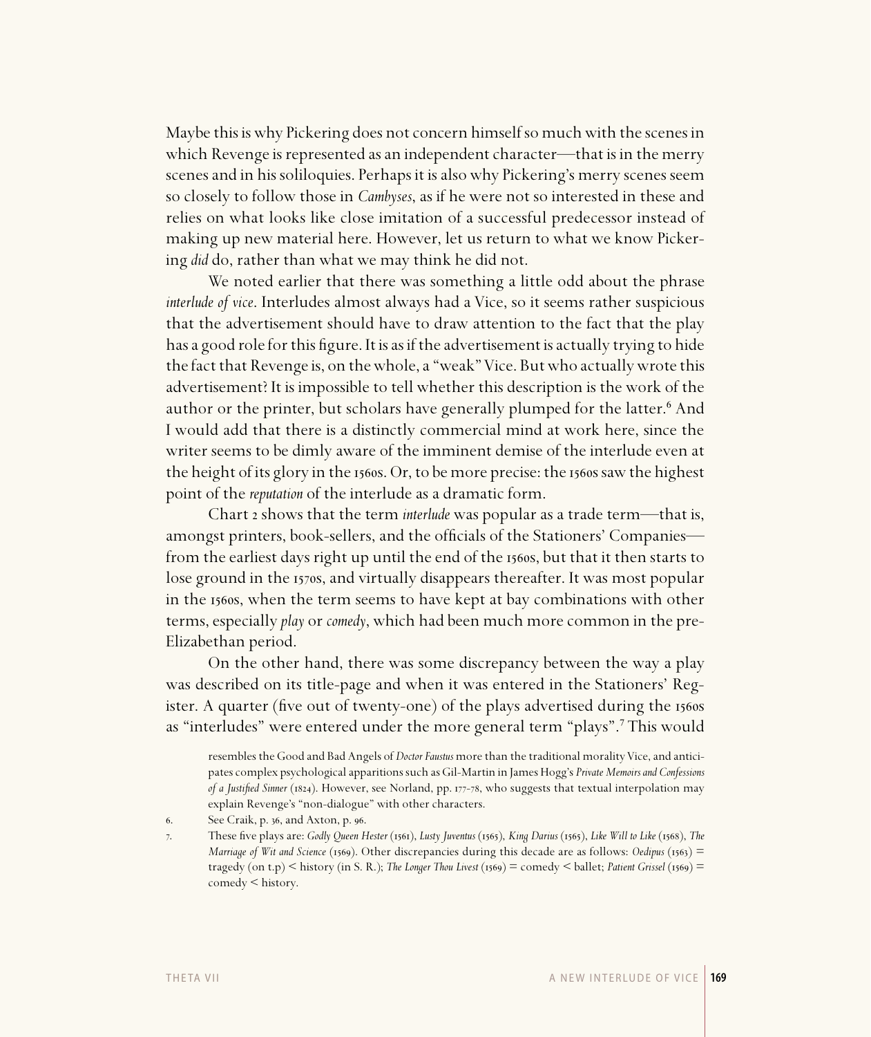Maybe this is why Pickering does not concern himself so much with the scenes in which Revenge is represented as an independent character—that is in the merry scenes and in his soliloquies. Perhaps it is also why Pickering's merry scenes seem so closely to follow those in *Cambyses*, as if he were not so interested in these and relies on what looks like close imitation of a successful predecessor instead of making up new material here. However, let us return to what we know Pickering *did* do, rather than what we may think he did not.

We noted earlier that there was something a little odd about the phrase *interlude of vice*. Interludes almost always had a Vice, so it seems rather suspicious that the advertisement should have to draw attention to the fact that the play has a good role for this figure. It is as if the advertisement is actually trying to hide the fact that Revenge is, on the whole, a "weak" Vice. But who actually wrote this advertisement? It is impossible to tell whether this description is the work of the author or the printer, but scholars have generally plumped for the latter.[6] And I would add that there is a distinctly commercial mind at work here, since the writer seems to be dimly aware of the imminent demise of the interlude even at the height of its glory in the 1560s. Or, to be more precise: the 1560s saw the highest point of the *reputation* of the interlude as a dramatic form.

Chart 2 shows that the term *interlude* was popular as a trade term—that is, amongst printers, book-sellers, and the officials of the Stationers' Companies—from the earliest days right up until the end of the 1560s, but that it then starts to lose ground in the 1570s, and virtually disappears thereafter. It was most popular in the 1560s, when the term seems to have kept at bay combinations with other terms, especially *play* or *comedy*, which had been much more common in the pre-Elizabethan period.

On the other hand, there was some discrepancy between the way a play was described on its title-page and when it was entered in the Stationers' Register. A quarter (five out of twenty-one) of the plays advertised during the 1560s as "interludes" were entered under the more general term "plays".[7] This would

resembles the Good and Bad Angels of *Doctor Faustus* more than the traditional morality Vice, and anticipates complex psychological apparitions such as Gil-Martin in James Hogg's *Private Memoirs and Confessions of a Justified Sinner* (1824). However, see Norland, pp. 177–78, who suggests that textual interpolation may explain Revenge's "non-dialogue" with other characters.

6. See Craik, p. 36, and Axton, p. 96.

7. These five plays are: *Godly Queen Hester* (1561), *Lusty Juventus* (1565), *King Darius* (1565), *Like Will to Like* (1568), *The Marriage of Wit and Science* (1569). Other discrepancies during this decade are as follows: *Oedipus* (1563) = tragedy (on t.p) < history (in S. R.); *The Longer Thou Livest* (1569) = comedy < ballet; *Patient Grissel* (1569) = comedy < history.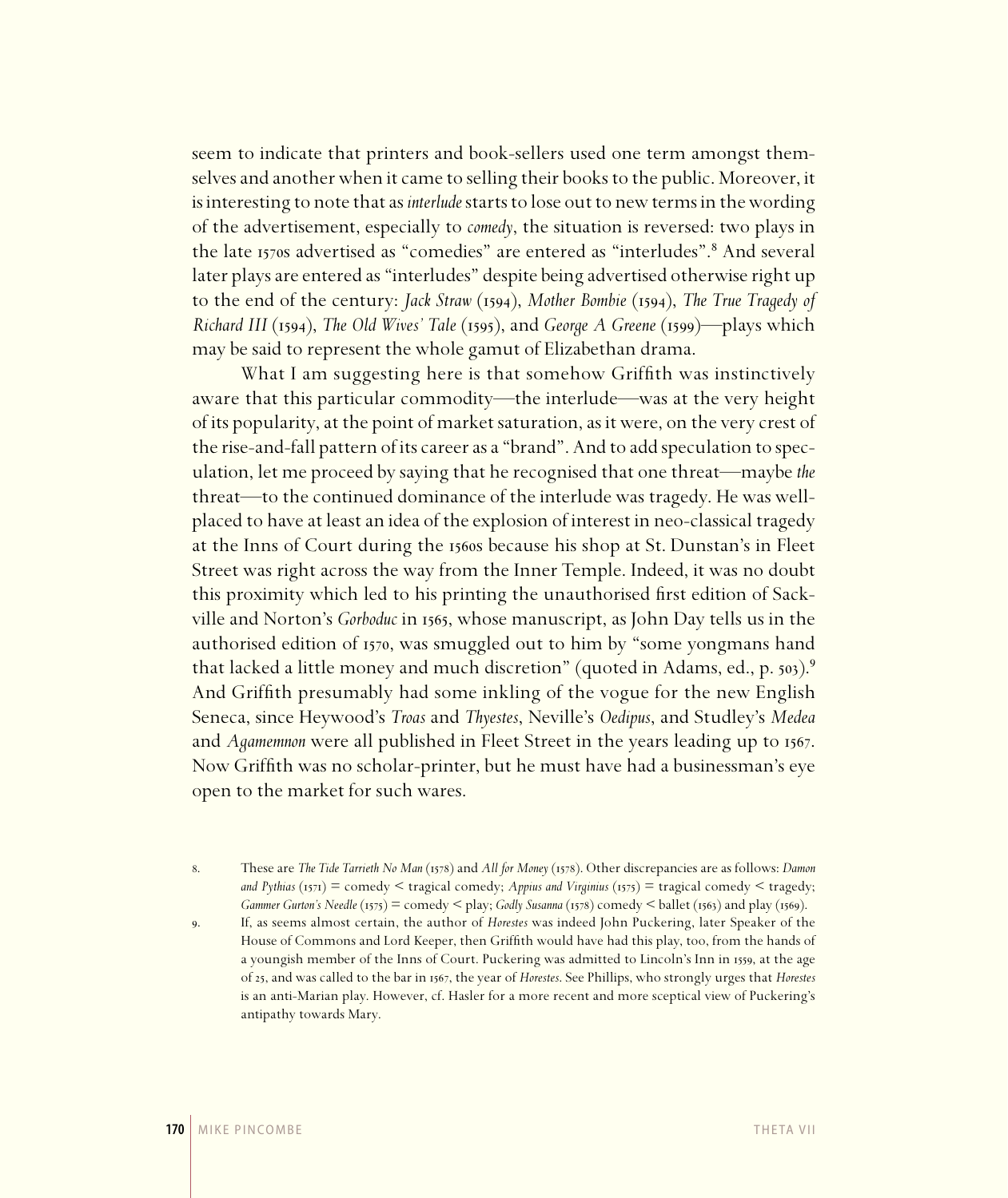seem to indicate that printers and book-sellers used one term amongst themselves and another when it came to selling their books to the public. Moreover, it is interesting to note that as *interlude* starts to lose out to new terms in the wording of the advertisement, especially to *comedy*, the situation is reversed: two plays in the late 1570s advertised as "comedies" are entered as "interludes".[8] And several later plays are entered as "interludes" despite being advertised otherwise right up to the end of the century: *Jack Straw* (1594), *Mother Bombie* (1594), *The True Tragedy of Richard III* (1594), *The Old Wives' Tale* (1595), and *George A Greene* (1599)—plays which may be said to represent the whole gamut of Elizabethan drama.

What I am suggesting here is that somehow Griffith was instinctively aware that this particular commodity—the interlude—was at the very height of its popularity, at the point of market saturation, as it were, on the very crest of the rise-and-fall pattern of its career as a "brand". And to add speculation to speculation, let me proceed by saying that he recognised that one threat—maybe *the* threat—to the continued dominance of the interlude was tragedy. He was well-placed to have at least an idea of the explosion of interest in neo-classical tragedy at the Inns of Court during the 1560s because his shop at St. Dunstan's in Fleet Street was right across the way from the Inner Temple. Indeed, it was no doubt this proximity which led to his printing the unauthorised first edition of Sackville and Norton's *Gorboduc* in 1565, whose manuscript, as John Day tells us in the authorised edition of 1570, was smuggled out to him by "some yongmans hand that lacked a little money and much discretion" (quoted in Adams, ed., p. 503).[9] And Griffith presumably had some inkling of the vogue for the new English Seneca, since Heywood's *Troas* and *Thyestes*, Neville's *Oedipus*, and Studley's *Medea* and *Agamemnon* were all published in Fleet Street in the years leading up to 1567. Now Griffith was no scholar-printer, but he must have had a businessman's eye open to the market for such wares.

8. These are *The Tide Tarrieth No Man* (1578) and *All for Money* (1578). Other discrepancies are as follows: *Damon and Pythias* (1571) = comedy < tragical comedy; *Appius and Virginius* (1575) = tragical comedy < tragedy; *Gammer Gurton's Needle* (1575) = comedy < play; *Godly Susanna* (1578) comedy < ballet (1563) and play (1569).

9. If, as seems almost certain, the author of *Horestes* was indeed John Puckering, later Speaker of the House of Commons and Lord Keeper, then Griffith would have had this play, too, from the hands of a youngish member of the Inns of Court. Puckering was admitted to Lincoln's Inn in 1559, at the age of 25, and was called to the bar in 1567, the year of *Horestes*. See Phillips, who strongly urges that *Horestes* is an anti-Marian play. However, cf. Hasler for a more recent and more sceptical view of Puckering's antipathy towards Mary.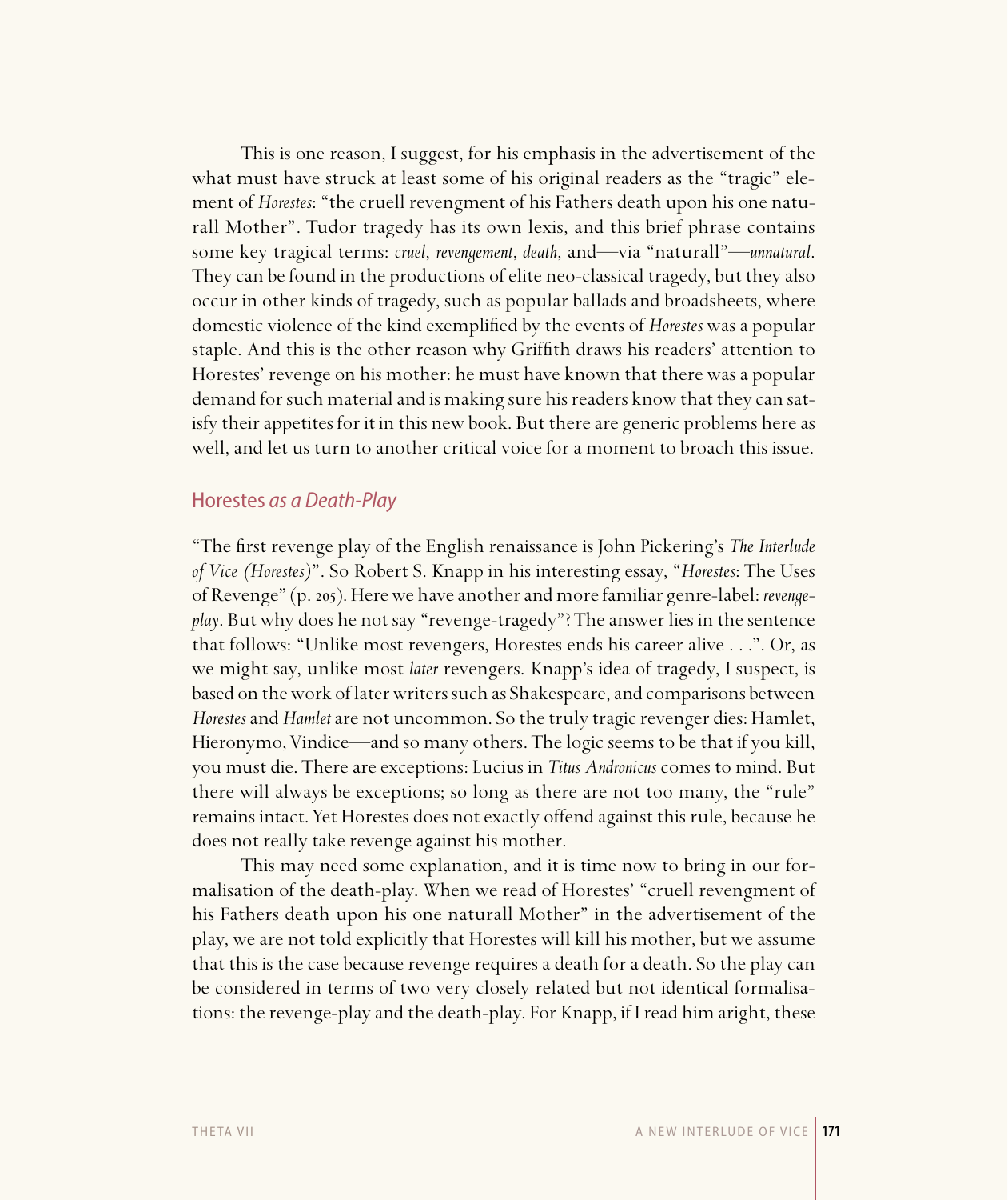This is one reason, I suggest, for his emphasis in the advertisement of the what must have struck at least some of his original readers as the "tragic" element of *Horestes*: "the cruell revengment of his Fathers death upon his one naturall Mother". Tudor tragedy has its own lexis, and this brief phrase contains some key tragical terms: *cruel*, *revengement*, *death*, and—via "naturall"—*unnatural*. They can be found in the productions of elite neo-classical tragedy, but they also occur in other kinds of tragedy, such as popular ballads and broadsheets, where domestic violence of the kind exemplified by the events of *Horestes* was a popular staple. And this is the other reason why Griffith draws his readers' attention to Horestes' revenge on his mother: he must have known that there was a popular demand for such material and is making sure his readers know that they can satisfy their appetites for it in this new book. But there are generic problems here as well, and let us turn to another critical voice for a moment to broach this issue.

## Horestes *as a Death-Play*

"The first revenge play of the English renaissance is John Pickering's *The Interlude of Vice (Horestes)*". So Robert S. Knapp in his interesting essay, "*Horestes*: The Uses of Revenge" (p. 205). Here we have another and more familiar genre-label: *revenge-play*. But why does he not say "revenge-tragedy"? The answer lies in the sentence that follows: "Unlike most revengers, Horestes ends his career alive . . .". Or, as we might say, unlike most *later* revengers. Knapp's idea of tragedy, I suspect, is based on the work of later writers such as Shakespeare, and comparisons between *Horestes* and *Hamlet* are not uncommon. So the truly tragic revenger dies: Hamlet, Hieronymo, Vindice—and so many others. The logic seems to be that if you kill, you must die. There are exceptions: Lucius in *Titus Andronicus* comes to mind. But there will always be exceptions; so long as there are not too many, the "rule" remains intact. Yet Horestes does not exactly offend against this rule, because he does not really take revenge against his mother.

This may need some explanation, and it is time now to bring in our formalisation of the death-play. When we read of Horestes' "cruell revengment of his Fathers death upon his one naturall Mother" in the advertisement of the play, we are not told explicitly that Horestes will kill his mother, but we assume that this is the case because revenge requires a death for a death. So the play can be considered in terms of two very closely related but not identical formalisations: the revenge-play and the death-play. For Knapp, if I read him aright, these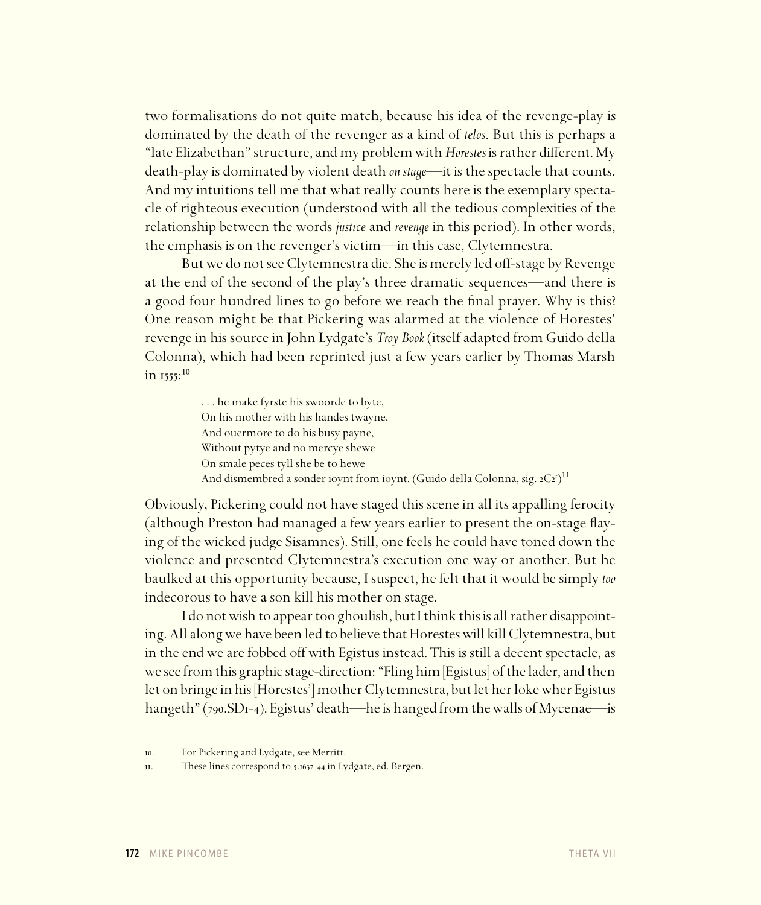two formalisations do not quite match, because his idea of the revenge-play is dominated by the death of the revenger as a kind of *telos*. But this is perhaps a "late Elizabethan" structure, and my problem with *Horestes* is rather different. My death-play is dominated by violent death *on stage*—it is the spectacle that counts. And my intuitions tell me that what really counts here is the exemplary spectacle of righteous execution (understood with all the tedious complexities of the relationship between the words *justice* and *revenge* in this period). In other words, the emphasis is on the revenger's victim—in this case, Clytemnestra.

But we do not see Clytemnestra die. She is merely led off-stage by Revenge at the end of the second of the play's three dramatic sequences—and there is a good four hundred lines to go before we reach the final prayer. Why is this? One reason might be that Pickering was alarmed at the violence of Horestes' revenge in his source in John Lydgate's *Troy Book* (itself adapted from Guido della Colonna), which had been reprinted just a few years earlier by Thomas Marsh in 1555:[10]

> . . . he make fyrste his swoorde to byte,
> On his mother with his handes twayne,
> And ouermore to do his busy payne,
> Without pytye and no mercye shewe
> On smale peces tyll she be to hewe
> And dismembred a sonder ioynt from ioynt. (Guido della Colonna, sig. 2C2r)[11]

Obviously, Pickering could not have staged this scene in all its appalling ferocity (although Preston had managed a few years earlier to present the on-stage flaying of the wicked judge Sisamnes). Still, one feels he could have toned down the violence and presented Clytemnestra's execution one way or another. But he baulked at this opportunity because, I suspect, he felt that it would be simply *too* indecorous to have a son kill his mother on stage.

I do not wish to appear too ghoulish, but I think this is all rather disappointing. All along we have been led to believe that Horestes will kill Clytemnestra, but in the end we are fobbed off with Egistus instead. This is still a decent spectacle, as we see from this graphic stage-direction: "Fling him [Egistus] of the lader, and then let on bringe in his [Horestes'] mother Clytemnestra, but let her loke wher Egistus hangeth" (790.SD1-4). Egistus' death—he is hanged from the walls of Mycenae—is

10. For Pickering and Lydgate, see Merritt.

11. These lines correspond to 5.1637-44 in Lydgate, ed. Bergen.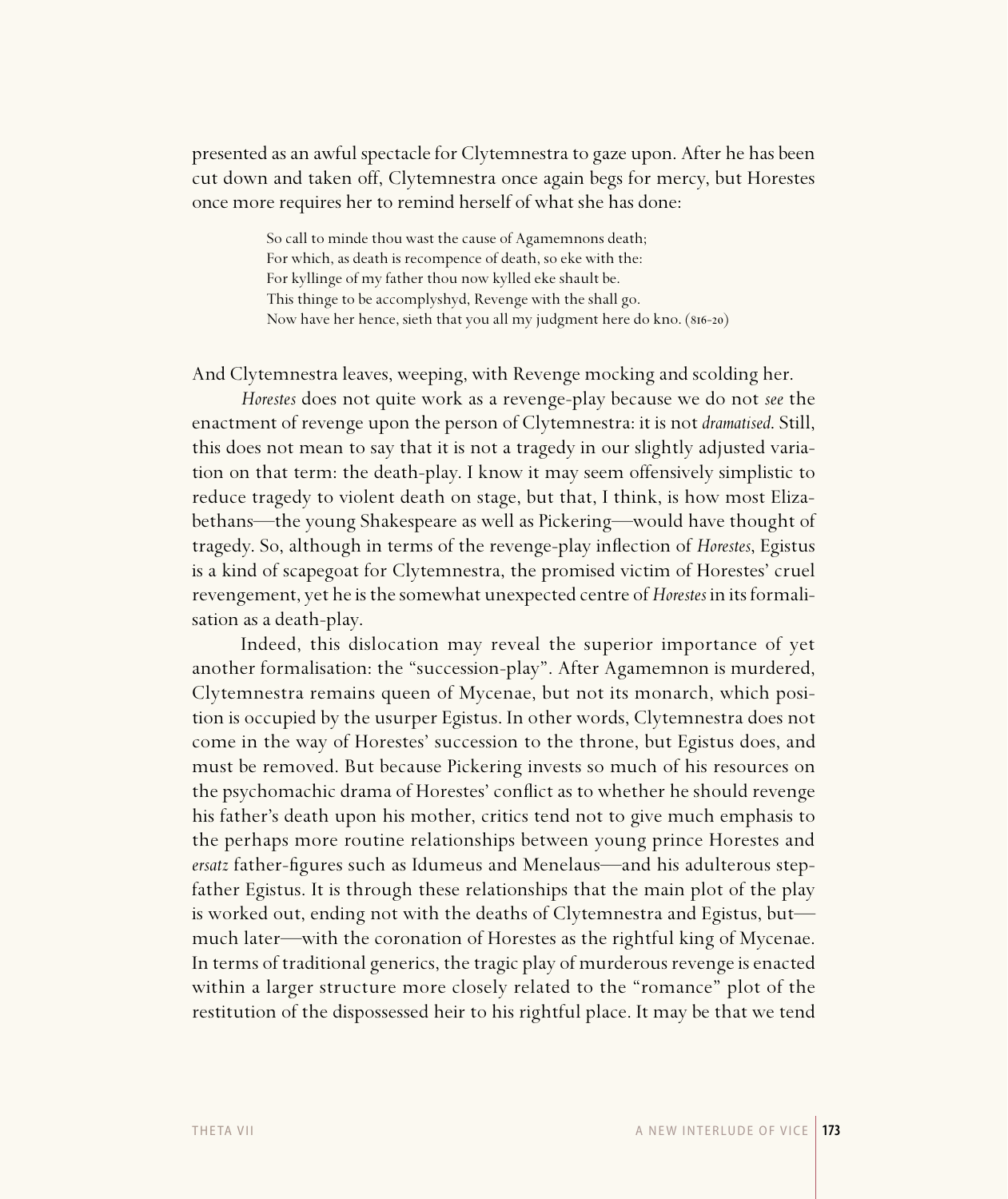presented as an awful spectacle for Clytemnestra to gaze upon. After he has been cut down and taken off, Clytemnestra once again begs for mercy, but Horestes once more requires her to remind herself of what she has done:

> So call to minde thou wast the cause of Agamemnons death;
> For which, as death is recompence of death, so eke with the:
> For kyllinge of my father thou now kylled eke shault be.
> This thinge to be accomplyshyd, Revenge with the shall go.
> Now have her hence, sieth that you all my judgment here do kno. (816-20)

And Clytemnestra leaves, weeping, with Revenge mocking and scolding her.

*Horestes* does not quite work as a revenge-play because we do not *see* the enactment of revenge upon the person of Clytemnestra: it is not *dramatised*. Still, this does not mean to say that it is not a tragedy in our slightly adjusted variation on that term: the death-play. I know it may seem offensively simplistic to reduce tragedy to violent death on stage, but that, I think, is how most Elizabethans—the young Shakespeare as well as Pickering—would have thought of tragedy. So, although in terms of the revenge-play inflection of *Horestes*, Egistus is a kind of scapegoat for Clytemnestra, the promised victim of Horestes' cruel revengement, yet he is the somewhat unexpected centre of *Horestes* in its formalisation as a death-play.

Indeed, this dislocation may reveal the superior importance of yet another formalisation: the "succession-play". After Agamemnon is murdered, Clytemnestra remains queen of Mycenae, but not its monarch, which position is occupied by the usurper Egistus. In other words, Clytemnestra does not come in the way of Horestes' succession to the throne, but Egistus does, and must be removed. But because Pickering invests so much of his resources on the psychomachic drama of Horestes' conflict as to whether he should revenge his father's death upon his mother, critics tend not to give much emphasis to the perhaps more routine relationships between young prince Horestes and *ersatz* father-figures such as Idumeus and Menelaus—and his adulterous stepfather Egistus. It is through these relationships that the main plot of the play is worked out, ending not with the deaths of Clytemnestra and Egistus, but—much later—with the coronation of Horestes as the rightful king of Mycenae. In terms of traditional generics, the tragic play of murderous revenge is enacted within a larger structure more closely related to the "romance" plot of the restitution of the dispossessed heir to his rightful place. It may be that we tend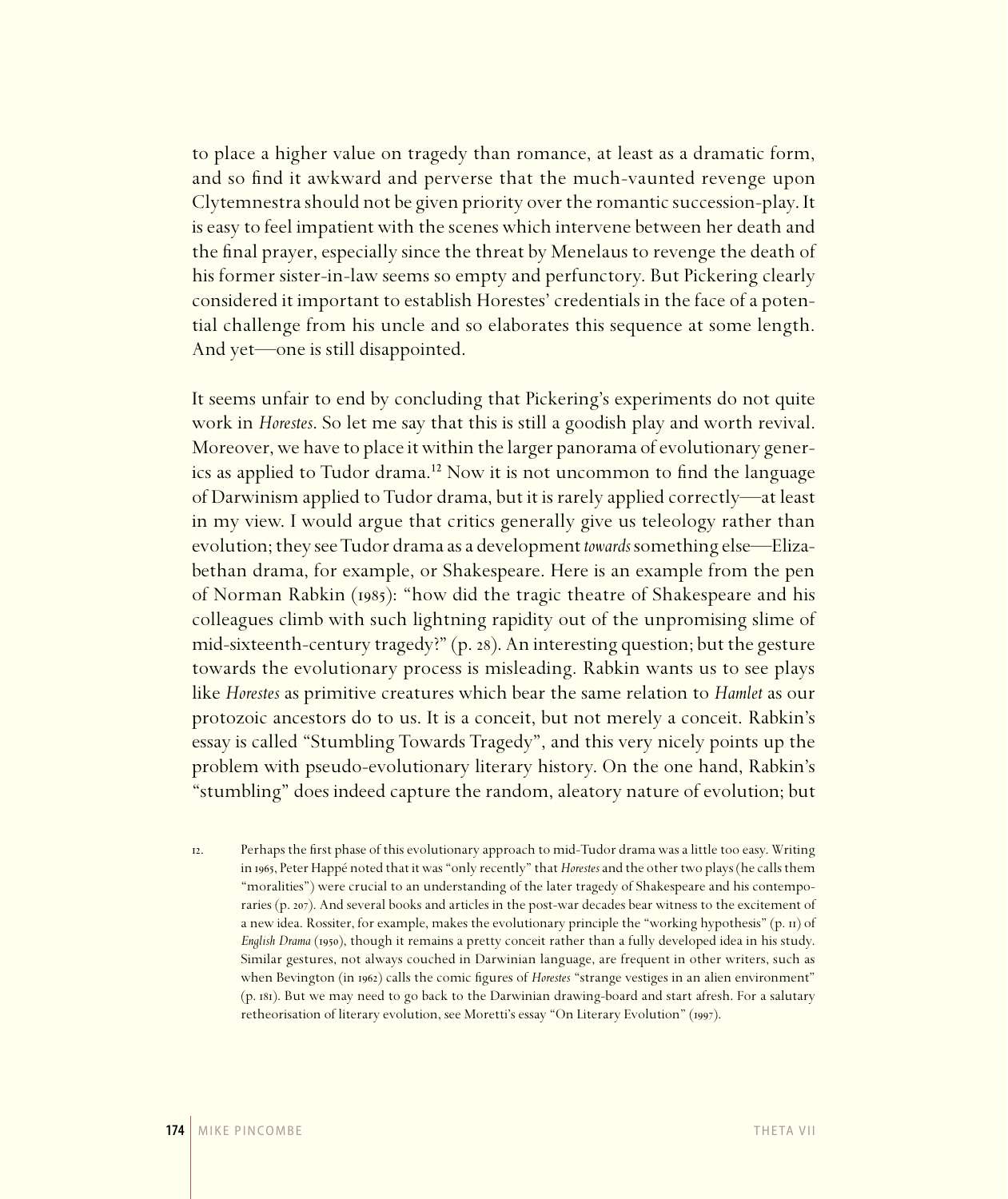to place a higher value on tragedy than romance, at least as a dramatic form, and so find it awkward and perverse that the much-vaunted revenge upon Clytemnestra should not be given priority over the romantic succession-play. It is easy to feel impatient with the scenes which intervene between her death and the final prayer, especially since the threat by Menelaus to revenge the death of his former sister-in-law seems so empty and perfunctory. But Pickering clearly considered it important to establish Horestes' credentials in the face of a potential challenge from his uncle and so elaborates this sequence at some length. And yet—one is still disappointed.

It seems unfair to end by concluding that Pickering's experiments do not quite work in *Horestes*. So let me say that this is still a goodish play and worth revival. Moreover, we have to place it within the larger panorama of evolutionary generics as applied to Tudor drama.[12] Now it is not uncommon to find the language of Darwinism applied to Tudor drama, but it is rarely applied correctly—at least in my view. I would argue that critics generally give us teleology rather than evolution; they see Tudor drama as a development *towards* something else—Elizabethan drama, for example, or Shakespeare. Here is an example from the pen of Norman Rabkin (1985): "how did the tragic theatre of Shakespeare and his colleagues climb with such lightning rapidity out of the unpromising slime of mid-sixteenth-century tragedy?" (p. 28). An interesting question; but the gesture towards the evolutionary process is misleading. Rabkin wants us to see plays like *Horestes* as primitive creatures which bear the same relation to *Hamlet* as our protozoic ancestors do to us. It is a conceit, but not merely a conceit. Rabkin's essay is called "Stumbling Towards Tragedy", and this very nicely points up the problem with pseudo-evolutionary literary history. On the one hand, Rabkin's "stumbling" does indeed capture the random, aleatory nature of evolution; but

12. Perhaps the first phase of this evolutionary approach to mid-Tudor drama was a little too easy. Writing in 1965, Peter Happé noted that it was "only recently" that *Horestes* and the other two plays (he calls them "moralities") were crucial to an understanding of the later tragedy of Shakespeare and his contemporaries (p. 207). And several books and articles in the post-war decades bear witness to the excitement of a new idea. Rossiter, for example, makes the evolutionary principle the "working hypothesis" (p. 11) of *English Drama* (1950), though it remains a pretty conceit rather than a fully developed idea in his study. Similar gestures, not always couched in Darwinian language, are frequent in other writers, such as when Bevington (in 1962) calls the comic figures of *Horestes* "strange vestiges in an alien environment" (p. 181). But we may need to go back to the Darwinian drawing-board and start afresh. For a salutary retheorisation of literary evolution, see Moretti's essay "On Literary Evolution" (1997).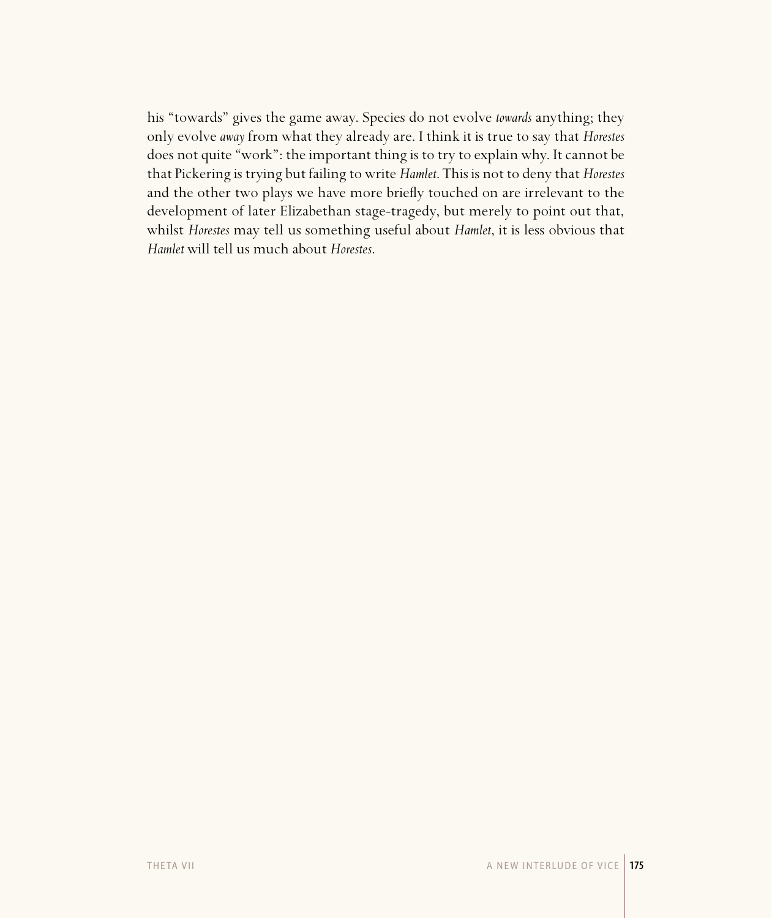his "towards" gives the game away. Species do not evolve *towards* anything; they only evolve *away* from what they already are. I think it is true to say that *Horestes* does not quite "work": the important thing is to try to explain why. It cannot be that Pickering is trying but failing to write *Hamlet*. This is not to deny that *Horestes* and the other two plays we have more briefly touched on are irrelevant to the development of later Elizabethan stage-tragedy, but merely to point out that, whilst *Horestes* may tell us something useful about *Hamlet*, it is less obvious that *Hamlet* will tell us much about *Horestes*.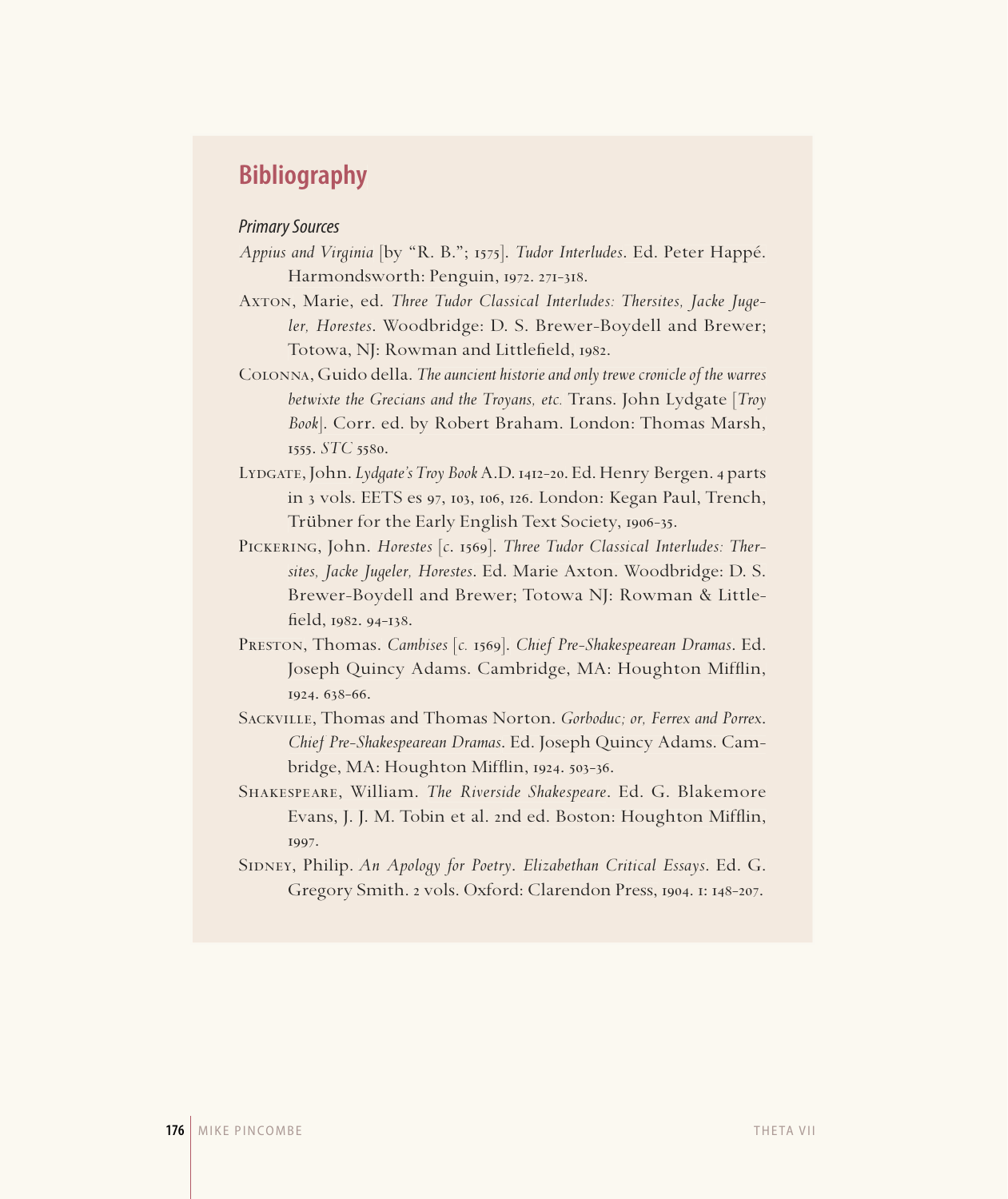## Bibliography

### *Primary Sources*

*Appius and Virginia* [by "R. B."; 1575]. *Tudor Interludes*. Ed. Peter Happé. Harmondsworth: Penguin, 1972. 271-318.

Axton, Marie, ed. *Three Tudor Classical Interludes: Thersites, Jacke Jugeler, Horestes*. Woodbridge: D. S. Brewer-Boydell and Brewer; Totowa, NJ: Rowman and Littlefield, 1982.

Colonna, Guido della. *The auncient historie and only trewe cronicle of the warres betwixte the Grecians and the Troyans, etc.* Trans. John Lydgate [*Troy Book*]. Corr. ed. by Robert Braham. London: Thomas Marsh, 1555. *STC* 5580.

Lydgate, John. *Lydgate's Troy Book* A.D. 1412-20. Ed. Henry Bergen. 4 parts in 3 vols. EETS es 97, 103, 106, 126. London: Kegan Paul, Trench, Trübner for the Early English Text Society, 1906-35.

Pickering, John. *Horestes* [*c.* 1569]. *Three Tudor Classical Interludes: Thersites, Jacke Jugeler, Horestes*. Ed. Marie Axton. Woodbridge: D. S. Brewer-Boydell and Brewer; Totowa NJ: Rowman & Littlefield, 1982. 94-138.

Preston, Thomas. *Cambises* [*c.* 1569]. *Chief Pre-Shakespearean Dramas*. Ed. Joseph Quincy Adams. Cambridge, MA: Houghton Mifflin, 1924. 638-66.

Sackville, Thomas and Thomas Norton. *Gorboduc; or, Ferrex and Porrex*. *Chief Pre-Shakespearean Dramas*. Ed. Joseph Quincy Adams. Cambridge, MA: Houghton Mifflin, 1924. 503-36.

Shakespeare, William. *The Riverside Shakespeare*. Ed. G. Blakemore Evans, J. J. M. Tobin et al. 2nd ed. Boston: Houghton Mifflin, 1997.

Sidney, Philip. *An Apology for Poetry*. *Elizabethan Critical Essays*. Ed. G. Gregory Smith. 2 vols. Oxford: Clarendon Press, 1904. 1: 148-207.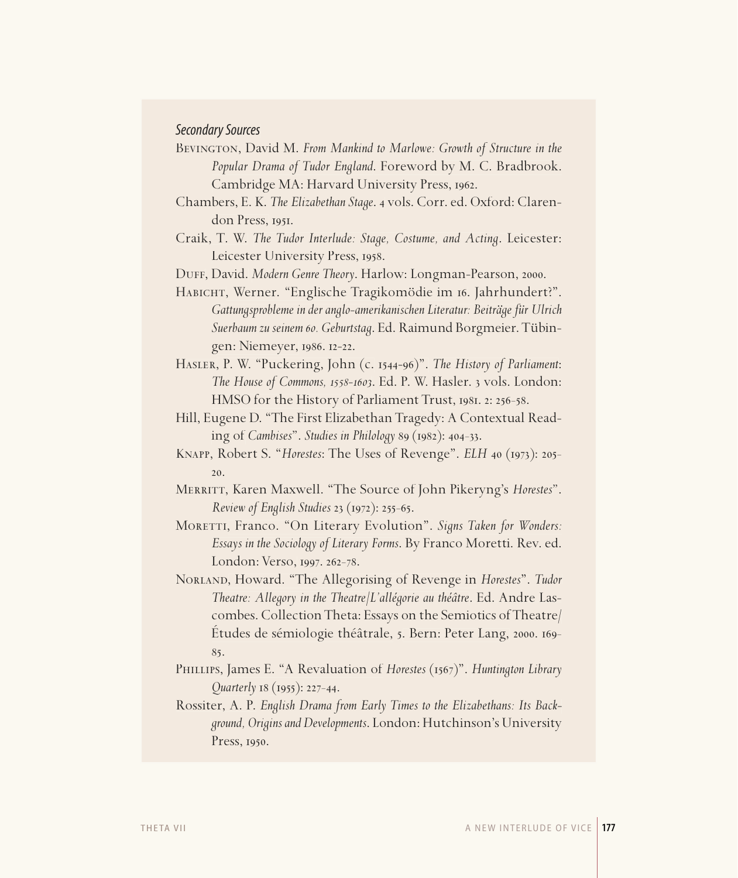### *Secondary Sources*

Bevington, David M. *From Mankind to Marlowe: Growth of Structure in the Popular Drama of Tudor England*. Foreword by M. C. Bradbrook. Cambridge MA: Harvard University Press, 1962.

Chambers, E. K. *The Elizabethan Stage*. 4 vols. Corr. ed. Oxford: Clarendon Press, 1951.

Craik, T. W. *The Tudor Interlude: Stage, Costume, and Acting*. Leicester: Leicester University Press, 1958.

Duff, David. *Modern Genre Theory*. Harlow: Longman-Pearson, 2000.

Habicht, Werner. "Englische Tragikomödie im 16. Jahrhundert?". *Gattungsprobleme in der anglo-amerikanischen Literatur: Beiträge für Ulrich Suerbaum zu seinem 60. Geburtstag*. Ed. Raimund Borgmeier. Tübingen: Niemeyer, 1986. 12-22.

Hasler, P. W. "Puckering, John (c. 1544-96)". *The History of Parliament: The House of Commons, 1558-1603*. Ed. P. W. Hasler. 3 vols. London: HMSO for the History of Parliament Trust, 1981. 2: 256-58.

Hill, Eugene D. "The First Elizabethan Tragedy: A Contextual Reading of *Cambises*". *Studies in Philology* 89 (1982): 404-33.

Knapp, Robert S. "*Horestes*: The Uses of Revenge". *ELH* 40 (1973): 205-20.

Merritt, Karen Maxwell. "The Source of John Pikeryng's *Horestes*". *Review of English Studies* 23 (1972): 255-65.

Moretti, Franco. "On Literary Evolution". *Signs Taken for Wonders: Essays in the Sociology of Literary Forms*. By Franco Moretti. Rev. ed. London: Verso, 1997. 262-78.

Norland, Howard. "The Allegorising of Revenge in *Horestes*". *Tudor Theatre: Allegory in the Theatre/L'allégorie au théâtre*. Ed. Andre Lascombes. Collection Theta: Essays on the Semiotics of Theatre/Études de sémiologie théâtrale, 5. Bern: Peter Lang, 2000. 169-85.

Phillips, James E. "A Revaluation of *Horestes* (1567)". *Huntington Library Quarterly* 18 (1955): 227-44.

Rossiter, A. P. *English Drama from Early Times to the Elizabethans: Its Background, Origins and Developments*. London: Hutchinson's University Press, 1950.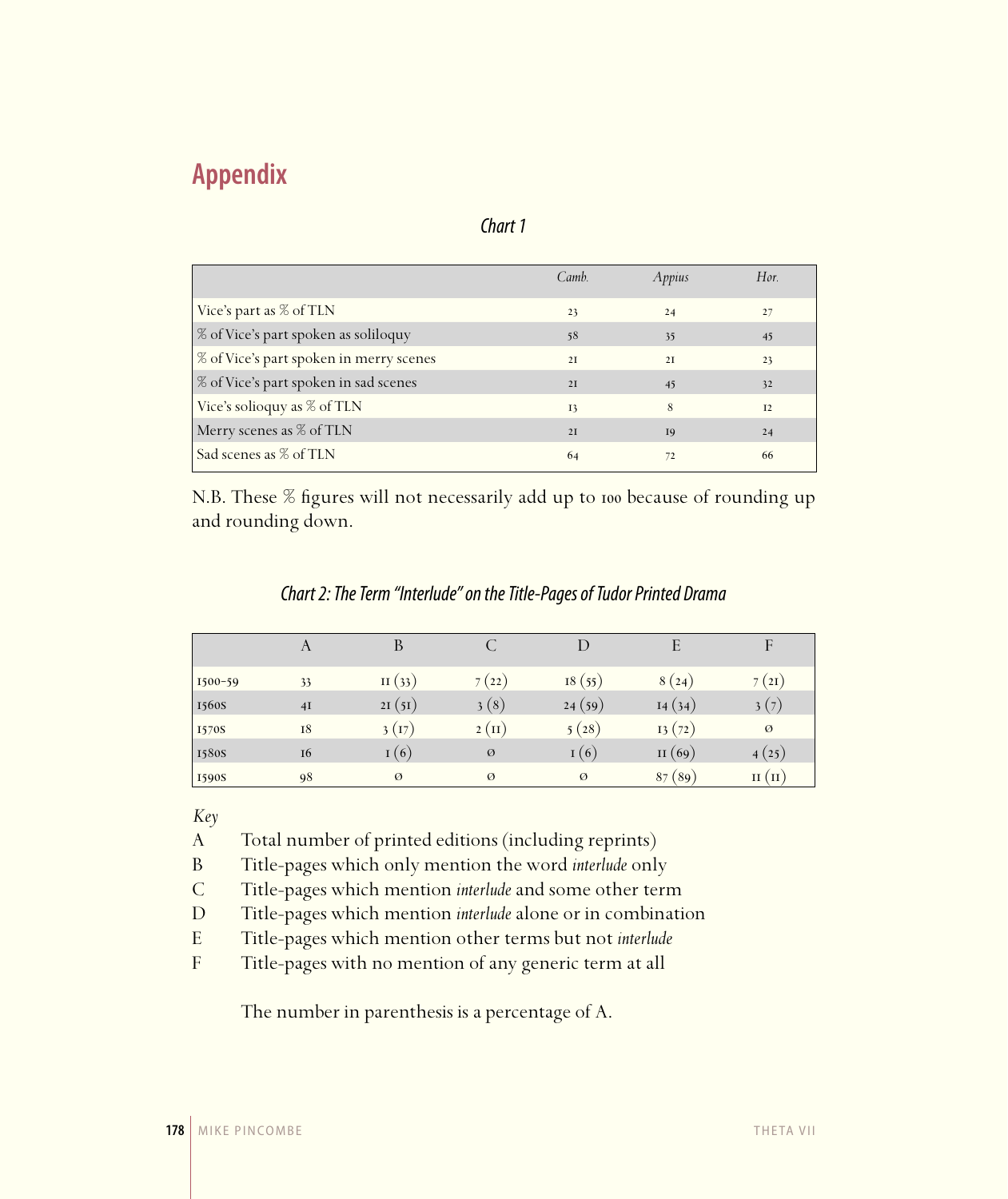# Appendix

*Chart 1*

| | *Camb.* | *Appius* | *Hor.* |
|---|---|---|---|
| Vice's part as % of TLN | 23 | 24 | 27 |
| % of Vice's part spoken as soliloquy | 58 | 35 | 45 |
| % of Vice's part spoken in merry scenes | 21 | 21 | 23 |
| % of Vice's part spoken in sad scenes | 21 | 45 | 32 |
| Vice's solioquy as % of TLN | 13 | 8 | 12 |
| Merry scenes as % of TLN | 21 | 19 | 24 |
| Sad scenes as % of TLN | 64 | 72 | 66 |

N.B. These % figures will not necessarily add up to 100 because of rounding up and rounding down.

*Chart 2: The Term "Interlude" on the Title-Pages of Tudor Printed Drama*

| | A | B | C | D | E | F |
|---|---|---|---|---|---|---|
| 1500–59 | 33 | 11 (33) | 7 (22) | 18 (55) | 8 (24) | 7 (21) |
| 1560s | 41 | 21 (51) | 3 (8) | 24 (59) | 14 (34) | 3 (7) |
| 1570s | 18 | 3 (17) | 2 (11) | 5 (28) | 13 (72) | ø |
| 1580s | 16 | 1 (6) | ø | 1 (6) | 11 (69) | 4 (25) |
| 1590s | 98 | ø | ø | ø | 87 (89) | 11 (11) |

*Key*

A Total number of printed editions (including reprints)
B Title-pages which only mention the word *interlude* only
C Title-pages which mention *interlude* and some other term
D Title-pages which mention *interlude* alone or in combination
E Title-pages which mention other terms but not *interlude*
F Title-pages with no mention of any generic term at all

The number in parenthesis is a percentage of A.